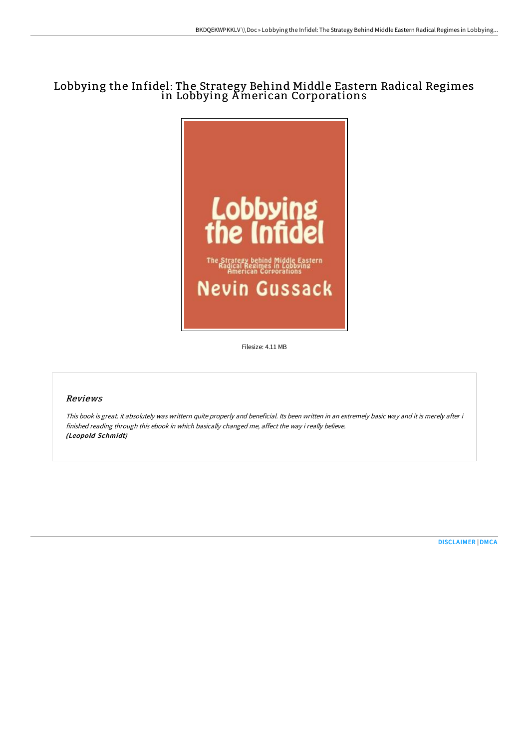# Lobbying the Infidel: The Strategy Behind Middle Eastern Radical Regimes in Lobbying American Corporations

Filesize: 4.11 MB

## Reviews

*This book is great. it absolutely was writtern quite properly and beneficial. Its been written in an extremely basic way and it is merely after i finished reading through this ebook in which basically changed me, affect the way i really believe.*
***(Leopold Schmidt)***

DISCLAIMER | DMCA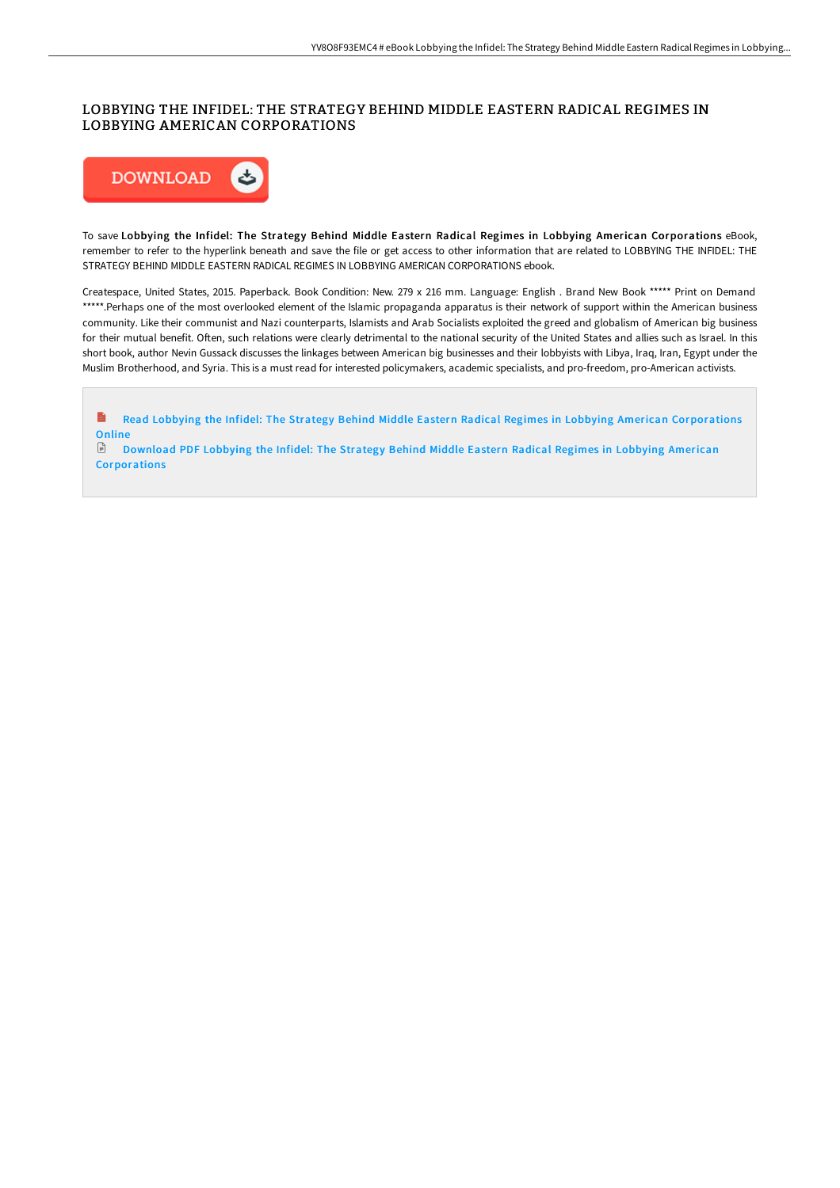## LOBBYING THE INFIDEL: THE STRATEGY BEHIND MIDDLE EASTERN RADICAL REGIMES IN LOBBYING AMERICAN CORPORATIONS

DOWNLOAD

To save **Lobbying the Infidel: The Strategy Behind Middle Eastern Radical Regimes in Lobbying American Corporations** eBook, remember to refer to the hyperlink beneath and save the file or get access to other information that are related to LOBBYING THE INFIDEL: THE STRATEGY BEHIND MIDDLE EASTERN RADICAL REGIMES IN LOBBYING AMERICAN CORPORATIONS ebook.

Createspace, United States, 2015. Paperback. Book Condition: New. 279 x 216 mm. Language: English . Brand New Book ***** Print on Demand *****.Perhaps one of the most overlooked element of the Islamic propaganda apparatus is their network of support within the American business community. Like their communist and Nazi counterparts, Islamists and Arab Socialists exploited the greed and globalism of American big business for their mutual benefit. Often, such relations were clearly detrimental to the national security of the United States and allies such as Israel. In this short book, author Nevin Gussack discusses the linkages between American big businesses and their lobbyists with Libya, Iraq, Iran, Egypt under the Muslim Brotherhood, and Syria. This is a must read for interested policymakers, academic specialists, and pro-freedom, pro-American activists.

Read Lobbying the Infidel: The Strategy Behind Middle Eastern Radical Regimes in Lobbying American Corporations Online

Download PDF Lobbying the Infidel: The Strategy Behind Middle Eastern Radical Regimes in Lobbying American Corporations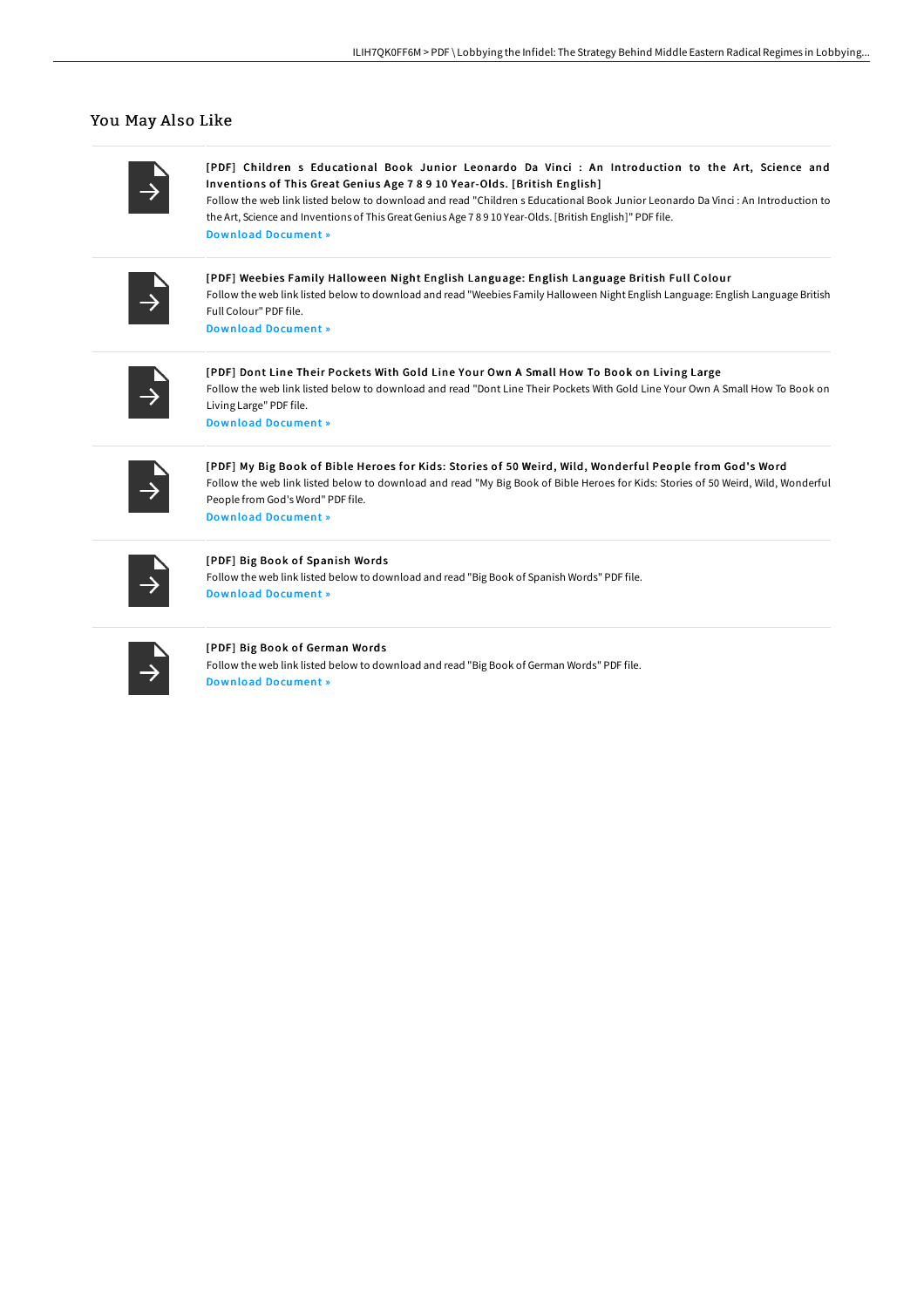## You May Also Like

**[PDF] Children s Educational Book Junior Leonardo Da Vinci : An Introduction to the Art, Science and Inventions of This Great Genius Age 7 8 9 10 Year-Olds. [British English]**

Follow the web link listed below to download and read "Children s Educational Book Junior Leonardo Da Vinci : An Introduction to the Art, Science and Inventions of This Great Genius Age 7 8 9 10 Year-Olds. [British English]" PDF file.

Download Document »

**[PDF] Weebies Family Halloween Night English Language: English Language British Full Colour**

Follow the web link listed below to download and read "Weebies Family Halloween Night English Language: English Language British Full Colour" PDF file.

Download Document »

**[PDF] Dont Line Their Pockets With Gold Line Your Own A Small How To Book on Living Large**

Follow the web link listed below to download and read "Dont Line Their Pockets With Gold Line Your Own A Small How To Book on Living Large" PDF file.

Download Document »

**[PDF] My Big Book of Bible Heroes for Kids: Stories of 50 Weird, Wild, Wonderful People from God's Word**

Follow the web link listed below to download and read "My Big Book of Bible Heroes for Kids: Stories of 50 Weird, Wild, Wonderful People from God's Word" PDF file.

Download Document »

**[PDF] Big Book of Spanish Words**

Follow the web link listed below to download and read "Big Book of Spanish Words" PDF file.

Download Document »

**[PDF] Big Book of German Words**

Follow the web link listed below to download and read "Big Book of German Words" PDF file.

Download Document »